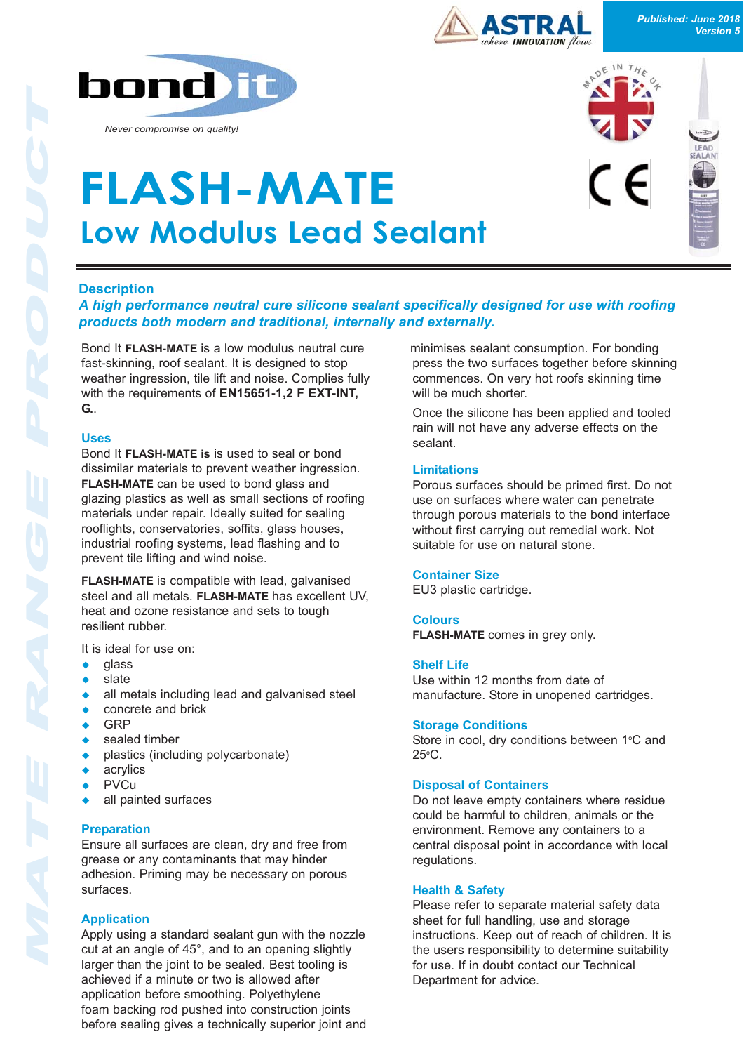Published: June 2018
Version 5

bond it

*Never compromise on quality!*

# FLASH-MATE

## Low Modulus Lead Sealant

### Description

***A high performance neutral cure silicone sealant specifically designed for use with roofing products both modern and traditional, internally and externally.***

Bond It **FLASH-MATE** is a low modulus neutral cure fast-skinning, roof sealant. It is designed to stop weather ingression, tile lift and noise. Complies fully with the requirements of **EN15651-1,2 F EXT-INT, G**..

### Uses

Bond It **FLASH-MATE is** is used to seal or bond dissimilar materials to prevent weather ingression. **FLASH-MATE** can be used to bond glass and glazing plastics as well as small sections of roofing materials under repair. Ideally suited for sealing rooflights, conservatories, soffits, glass houses, industrial roofing systems, lead flashing and to prevent tile lifting and wind noise.

**FLASH-MATE** is compatible with lead, galvanised steel and all metals. **FLASH-MATE** has excellent UV, heat and ozone resistance and sets to tough resilient rubber.

It is ideal for use on:

- glass
- slate
- all metals including lead and galvanised steel
- concrete and brick
- GRP
- sealed timber
- plastics (including polycarbonate)
- acrylics
- PVCu
- all painted surfaces

### Preparation

Ensure all surfaces are clean, dry and free from grease or any contaminants that may hinder adhesion. Priming may be necessary on porous surfaces.

### Application

Apply using a standard sealant gun with the nozzle cut at an angle of 45°, to an opening slightly larger than the joint to be sealed. Best tooling is achieved if a minute or two is allowed after application before smoothing. Polyethylene foam backing rod pushed into construction joints before sealing gives a technically superior joint and minimises sealant consumption. For bonding press the two surfaces together before skinning commences. On very hot roofs skinning time will be much shorter.

Once the silicone has been applied and tooled rain will not have any adverse effects on the sealant.

### Limitations

Porous surfaces should be primed first. Do not use on surfaces where water can penetrate through porous materials to the bond interface without first carrying out remedial work. Not suitable for use on natural stone.

### Container Size

EU3 plastic cartridge.

### Colours

**FLASH-MATE** comes in grey only.

### Shelf Life

Use within 12 months from date of manufacture. Store in unopened cartridges.

### Storage Conditions

Store in cool, dry conditions between 1°C and 25°C.

### Disposal of Containers

Do not leave empty containers where residue could be harmful to children, animals or the environment. Remove any containers to a central disposal point in accordance with local regulations.

### Health & Safety

Please refer to separate material safety data sheet for full handling, use and storage instructions. Keep out of reach of children. It is the users responsibility to determine suitability for use. If in doubt contact our Technical Department for advice.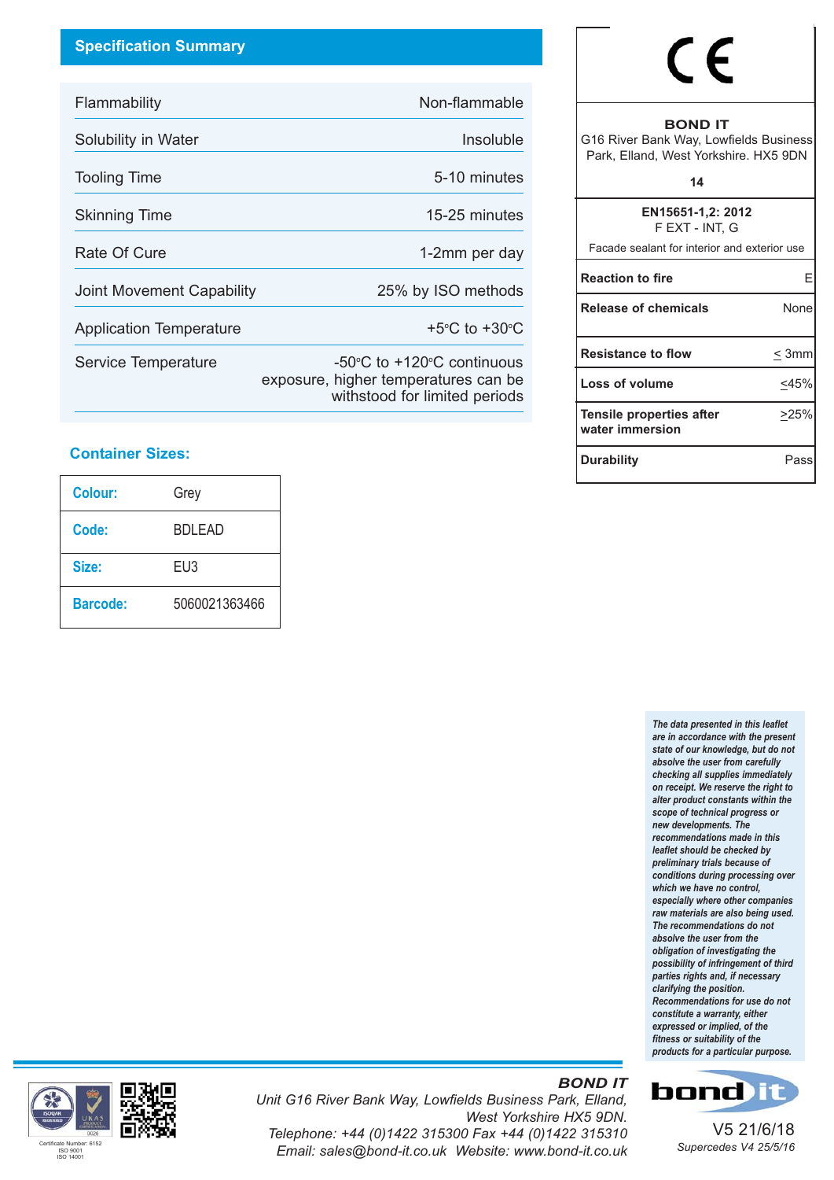## Specification Summary

| | |
|---|---|
| Flammability | Non-flammable |
| Solubility in Water | Insoluble |
| Tooling Time | 5-10 minutes |
| Skinning Time | 15-25 minutes |
| Rate Of Cure | 1-2mm per day |
| Joint Movement Capability | 25% by ISO methods |
| Application Temperature | +5°C to +30°C |
| Service Temperature | -50°C to +120°C continuous exposure, higher temperatures can be withstood for limited periods |

### Container Sizes:

| | |
|---|---|
| **Colour:** | Grey |
| **Code:** | BDLEAD |
| **Size:** | EU3 |
| **Barcode:** | 5060021363466 |

CE

**BOND IT**
G16 River Bank Way, Lowfields Business Park, Elland, West Yorkshire. HX5 9DN

**14**

**EN15651-1,2: 2012**
F EXT - INT, G
Facade sealant for interior and exterior use

| | |
|---|---|
| **Reaction to fire** | E |
| **Release of chemicals** | None |
| **Resistance to flow** | ≤ 3mm |
| **Loss of volume** | ≤45% |
| **Tensile properties after water immersion** | ≥25% |
| **Durability** | Pass |

*The data presented in this leaflet are in accordance with the present state of our knowledge, but do not absolve the user from carefully checking all supplies immediately on receipt. We reserve the right to alter product constants within the scope of technical progress or new developments. The recommendations made in this leaflet should be checked by preliminary trials because of conditions during processing over which we have no control, especially where other companies raw materials are also being used. The recommendations do not absolve the user from the obligation of investigating the possibility of infringement of third parties rights and, if necessary clarifying the position. Recommendations for use do not constitute a warranty, either expressed or implied, of the fitness or suitability of the products for a particular purpose.*

Certificate Number: 6152
ISO 9001
ISO 14001

***BOND IT***
*Unit G16 River Bank Way, Lowfields Business Park, Elland, West Yorkshire HX5 9DN.*
*Telephone: +44 (0)1422 315300 Fax +44 (0)1422 315310*
*Email: sales@bond-it.co.uk Website: www.bond-it.co.uk*

bond it

V5 21/6/18
*Supercedes V4 25/5/16*